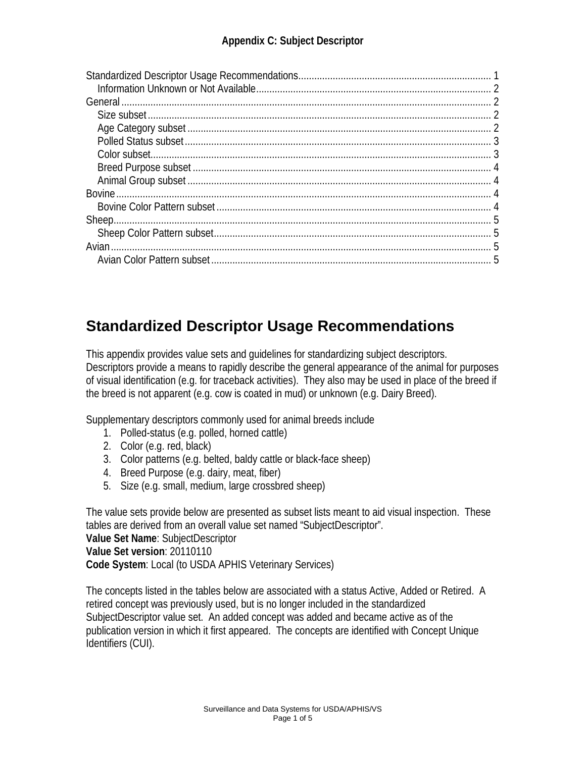**Appendix C: Subject Descriptor**

Standardized Descriptor Usage Recommendations........................................................................ 1
- Information Unknown or Not Available........................................................................................ 2

General.......................................................................................................................................... 2
- Size subset................................................................................................................................ 2
- Age Category subset ................................................................................................................. 2
- Polled Status subset.................................................................................................................. 3
- Color subset............................................................................................................................... 3
- Breed Purpose subset ............................................................................................................... 4
- Animal Group subset ................................................................................................................. 4

Bovine............................................................................................................................................ 4
- Bovine Color Pattern subset ...................................................................................................... 4

Sheep............................................................................................................................................. 5
- Sheep Color Pattern subset........................................................................................................ 5

Avian.............................................................................................................................................. 5
- Avian Color Pattern subset ........................................................................................................ 5

# Standardized Descriptor Usage Recommendations

This appendix provides value sets and guidelines for standardizing subject descriptors. Descriptors provide a means to rapidly describe the general appearance of the animal for purposes of visual identification (e.g. for traceback activities). They also may be used in place of the breed if the breed is not apparent (e.g. cow is coated in mud) or unknown (e.g. Dairy Breed).

Supplementary descriptors commonly used for animal breeds include

1. Polled-status (e.g. polled, horned cattle)
2. Color (e.g. red, black)
3. Color patterns (e.g. belted, baldy cattle or black-face sheep)
4. Breed Purpose (e.g. dairy, meat, fiber)
5. Size (e.g. small, medium, large crossbred sheep)

The value sets provide below are presented as subset lists meant to aid visual inspection. These tables are derived from an overall value set named “SubjectDescriptor”.
**Value Set Name**: SubjectDescriptor
**Value Set version**: 20110110
**Code System**: Local (to USDA APHIS Veterinary Services)

The concepts listed in the tables below are associated with a status Active, Added or Retired. A retired concept was previously used, but is no longer included in the standardized SubjectDescriptor value set. An added concept was added and became active as of the publication version in which it first appeared. The concepts are identified with Concept Unique Identifiers (CUI).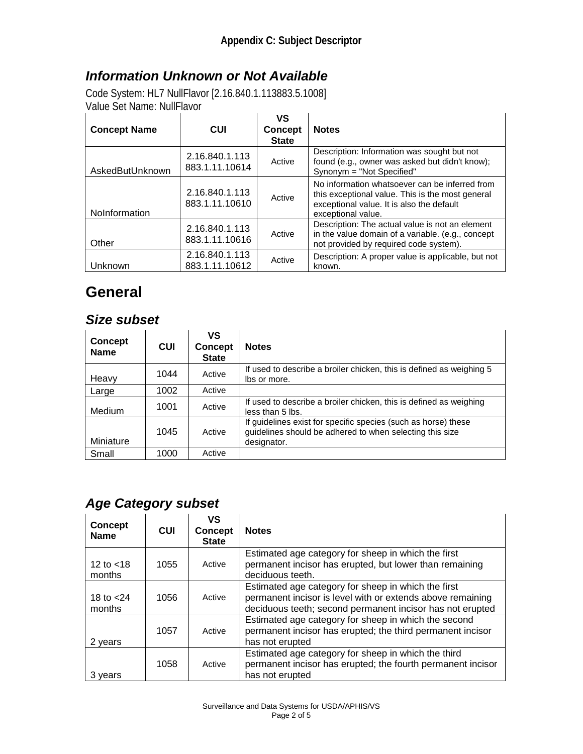## Information Unknown or Not Available

Code System: HL7 NullFlavor [2.16.840.1.113883.5.1008]
Value Set Name: NullFlavor

| Concept Name | CUI | VS Concept State | Notes |
| --- | --- | --- | --- |
| AskedButUnknown | 2.16.840.1.113883.1.11.10614 | Active | Description: Information was sought but not found (e.g., owner was asked but didn't know); Synonym = "Not Specified" |
| NoInformation | 2.16.840.1.113883.1.11.10610 | Active | No information whatsoever can be inferred from this exceptional value. This is the most general exceptional value. It is also the default exceptional value. |
| Other | 2.16.840.1.113883.1.11.10616 | Active | Description: The actual value is not an element in the value domain of a variable. (e.g., concept not provided by required code system). |
| Unknown | 2.16.840.1.113883.1.11.10612 | Active | Description: A proper value is applicable, but not known. |

# General

## Size subset

| Concept Name | CUI | VS Concept State | Notes |
| --- | --- | --- | --- |
| Heavy | 1044 | Active | If used to describe a broiler chicken, this is defined as weighing 5 lbs or more. |
| Large | 1002 | Active | |
| Medium | 1001 | Active | If used to describe a broiler chicken, this is defined as weighing less than 5 lbs. |
| Miniature | 1045 | Active | If guidelines exist for specific species (such as horse) these guidelines should be adhered to when selecting this size designator. |
| Small | 1000 | Active | |

## Age Category subset

| Concept Name | CUI | VS Concept State | Notes |
| --- | --- | --- | --- |
| 12 to <18 months | 1055 | Active | Estimated age category for sheep in which the first permanent incisor has erupted, but lower than remaining deciduous teeth. |
| 18 to <24 months | 1056 | Active | Estimated age category for sheep in which the first permanent incisor is level with or extends above remaining deciduous teeth; second permanent incisor has not erupted |
| 2 years | 1057 | Active | Estimated age category for sheep in which the second permanent incisor has erupted; the third permanent incisor has not erupted |
| 3 years | 1058 | Active | Estimated age category for sheep in which the third permanent incisor has erupted; the fourth permanent incisor has not erupted |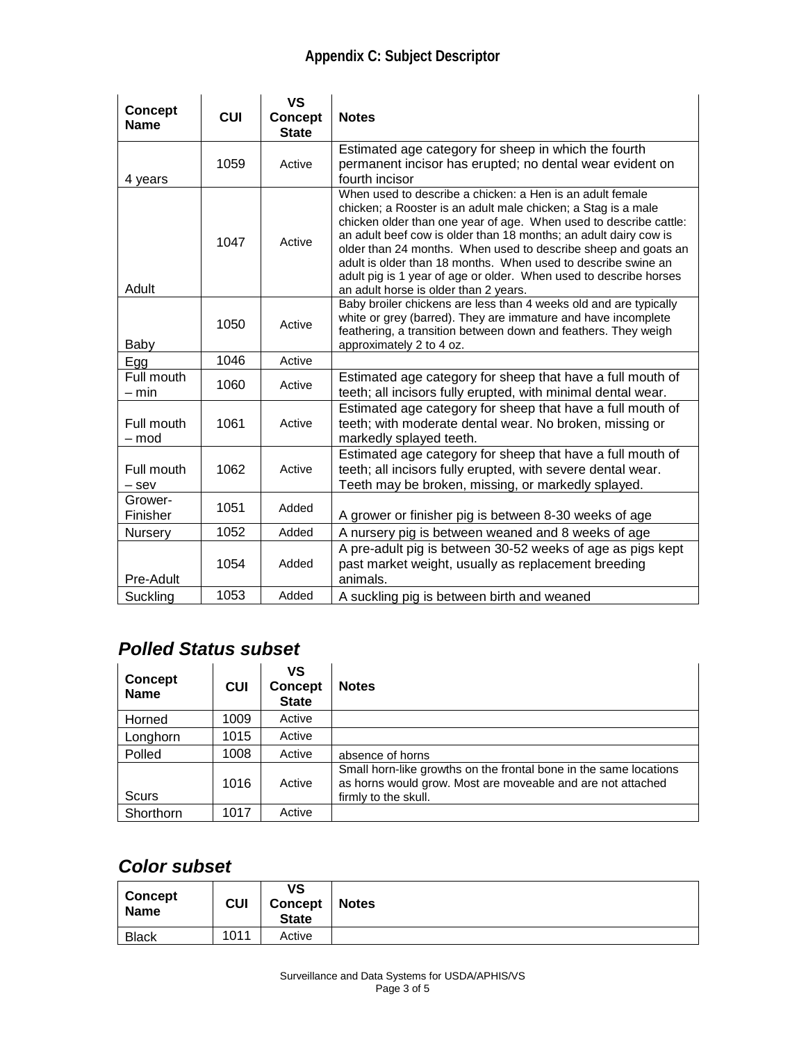## Appendix C: Subject Descriptor

| Concept Name | CUI | VS Concept State | Notes |
|---|---|---|---|
| 4 years | 1059 | Active | Estimated age category for sheep in which the fourth permanent incisor has erupted; no dental wear evident on fourth incisor |
| Adult | 1047 | Active | When used to describe a chicken: a Hen is an adult female chicken; a Rooster is an adult male chicken; a Stag is a male chicken older than one year of age. When used to describe cattle: an adult beef cow is older than 18 months; an adult dairy cow is older than 24 months. When used to describe sheep and goats an adult is older than 18 months. When used to describe swine an adult pig is 1 year of age or older. When used to describe horses an adult horse is older than 2 years. |
| Baby | 1050 | Active | Baby broiler chickens are less than 4 weeks old and are typically white or grey (barred). They are immature and have incomplete feathering, a transition between down and feathers. They weigh approximately 2 to 4 oz. |
| Egg | 1046 | Active | |
| Full mouth – min | 1060 | Active | Estimated age category for sheep that have a full mouth of teeth; all incisors fully erupted, with minimal dental wear. |
| Full mouth – mod | 1061 | Active | Estimated age category for sheep that have a full mouth of teeth; with moderate dental wear. No broken, missing or markedly splayed teeth. |
| Full mouth – sev | 1062 | Active | Estimated age category for sheep that have a full mouth of teeth; all incisors fully erupted, with severe dental wear. Teeth may be broken, missing, or markedly splayed. |
| Grower-Finisher | 1051 | Added | A grower or finisher pig is between 8-30 weeks of age |
| Nursery | 1052 | Added | A nursery pig is between weaned and 8 weeks of age |
| Pre-Adult | 1054 | Added | A pre-adult pig is between 30-52 weeks of age as pigs kept past market weight, usually as replacement breeding animals. |
| Suckling | 1053 | Added | A suckling pig is between birth and weaned |

### *Polled Status subset*

| Concept Name | CUI | VS Concept State | Notes |
|---|---|---|---|
| Horned | 1009 | Active | |
| Longhorn | 1015 | Active | |
| Polled | 1008 | Active | absence of horns |
| Scurs | 1016 | Active | Small horn-like growths on the frontal bone in the same locations as horns would grow. Most are moveable and are not attached firmly to the skull. |
| Shorthorn | 1017 | Active | |

### *Color subset*

| Concept Name | CUI | VS Concept State | Notes |
|---|---|---|---|
| Black | 1011 | Active | |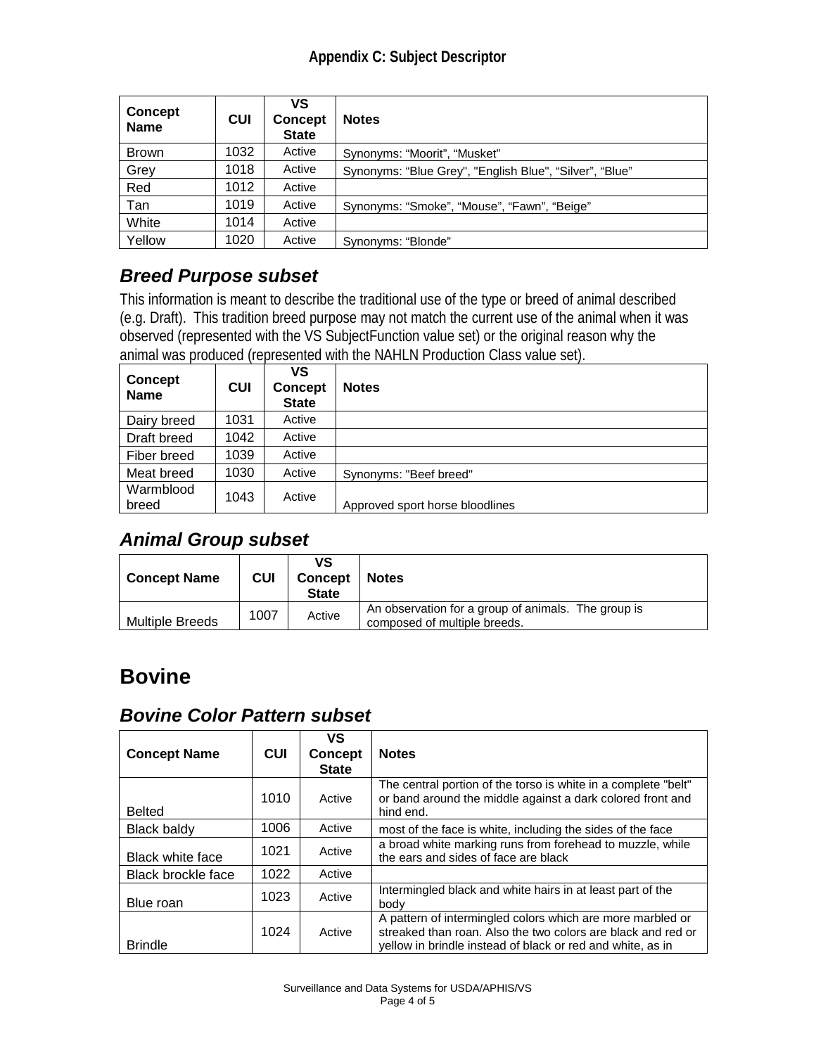| Concept Name | CUI | VS Concept State | Notes |
|---|---|---|---|
| Brown | 1032 | Active | Synonyms: “Moorit”, “Musket” |
| Grey | 1018 | Active | Synonyms: “Blue Grey", "English Blue", “Silver”, “Blue” |
| Red | 1012 | Active | |
| Tan | 1019 | Active | Synonyms: “Smoke”, “Mouse”, “Fawn”, “Beige” |
| White | 1014 | Active | |
| Yellow | 1020 | Active | Synonyms: “Blonde” |

### *Breed Purpose subset*

This information is meant to describe the traditional use of the type or breed of animal described (e.g. Draft). This tradition breed purpose may not match the current use of the animal when it was observed (represented with the VS SubjectFunction value set) or the original reason why the animal was produced (represented with the NAHLN Production Class value set).

| Concept Name | CUI | VS Concept State | Notes |
|---|---|---|---|
| Dairy breed | 1031 | Active | |
| Draft breed | 1042 | Active | |
| Fiber breed | 1039 | Active | |
| Meat breed | 1030 | Active | Synonyms: "Beef breed" |
| Warmblood breed | 1043 | Active | Approved sport horse bloodlines |

### *Animal Group subset*

| Concept Name | CUI | VS Concept State | Notes |
|---|---|---|---|
| Multiple Breeds | 1007 | Active | An observation for a group of animals. The group is composed of multiple breeds. |

## Bovine

### *Bovine Color Pattern subset*

| Concept Name | CUI | VS Concept State | Notes |
|---|---|---|---|
| Belted | 1010 | Active | The central portion of the torso is white in a complete "belt" or band around the middle against a dark colored front and hind end. |
| Black baldy | 1006 | Active | most of the face is white, including the sides of the face |
| Black white face | 1021 | Active | a broad white marking runs from forehead to muzzle, while the ears and sides of face are black |
| Black brockle face | 1022 | Active | |
| Blue roan | 1023 | Active | Intermingled black and white hairs in at least part of the body |
| Brindle | 1024 | Active | A pattern of intermingled colors which are more marbled or streaked than roan. Also the two colors are black and red or yellow in brindle instead of black or red and white, as in |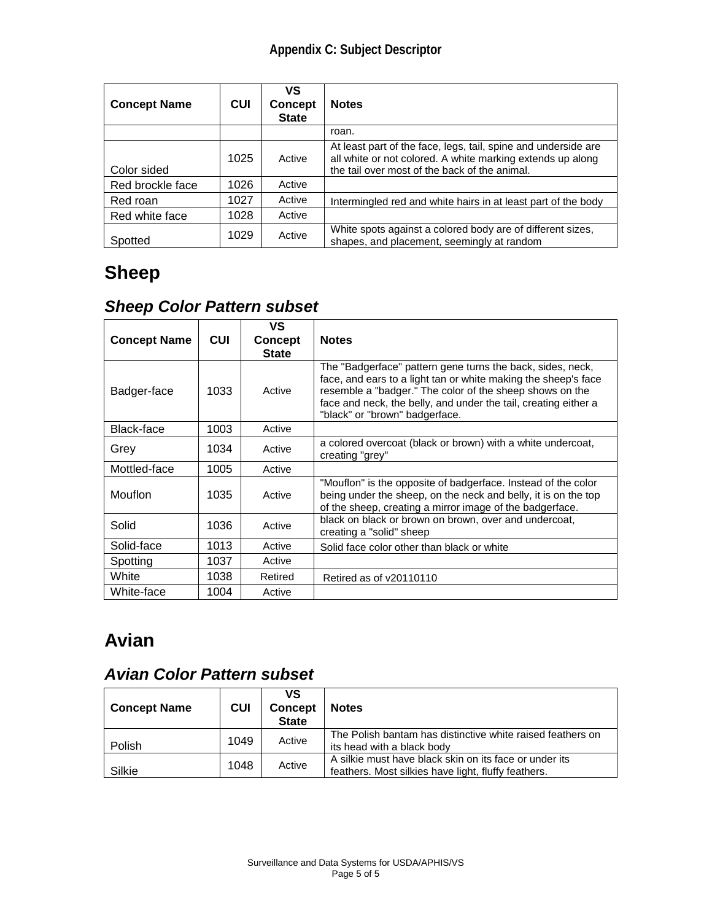| Concept Name | CUI | VS Concept State | Notes |
|---|---|---|---|
| | | | roan. |
| Color sided | 1025 | Active | At least part of the face, legs, tail, spine and underside are all white or not colored. A white marking extends up along the tail over most of the back of the animal. |
| Red brockle face | 1026 | Active | |
| Red roan | 1027 | Active | Intermingled red and white hairs in at least part of the body |
| Red white face | 1028 | Active | |
| Spotted | 1029 | Active | White spots against a colored body are of different sizes, shapes, and placement, seemingly at random |

# Sheep

## *Sheep Color Pattern subset*

| Concept Name | CUI | VS Concept State | Notes |
|---|---|---|---|
| Badger-face | 1033 | Active | The "Badgerface" pattern gene turns the back, sides, neck, face, and ears to a light tan or white making the sheep's face resemble a "badger." The color of the sheep shows on the face and neck, the belly, and under the tail, creating either a "black" or "brown" badgerface. |
| Black-face | 1003 | Active | |
| Grey | 1034 | Active | a colored overcoat (black or brown) with a white undercoat, creating "grey" |
| Mottled-face | 1005 | Active | |
| Mouflon | 1035 | Active | "Mouflon" is the opposite of badgerface. Instead of the color being under the sheep, on the neck and belly, it is on the top of the sheep, creating a mirror image of the badgerface. |
| Solid | 1036 | Active | black on black or brown on brown, over and undercoat, creating a "solid" sheep |
| Solid-face | 1013 | Active | Solid face color other than black or white |
| Spotting | 1037 | Active | |
| White | 1038 | Retired | Retired as of v20110110 |
| White-face | 1004 | Active | |

# Avian

## *Avian Color Pattern subset*

| Concept Name | CUI | VS Concept State | Notes |
|---|---|---|---|
| Polish | 1049 | Active | The Polish bantam has distinctive white raised feathers on its head with a black body |
| Silkie | 1048 | Active | A silkie must have black skin on its face or under its feathers. Most silkies have light, fluffy feathers. |